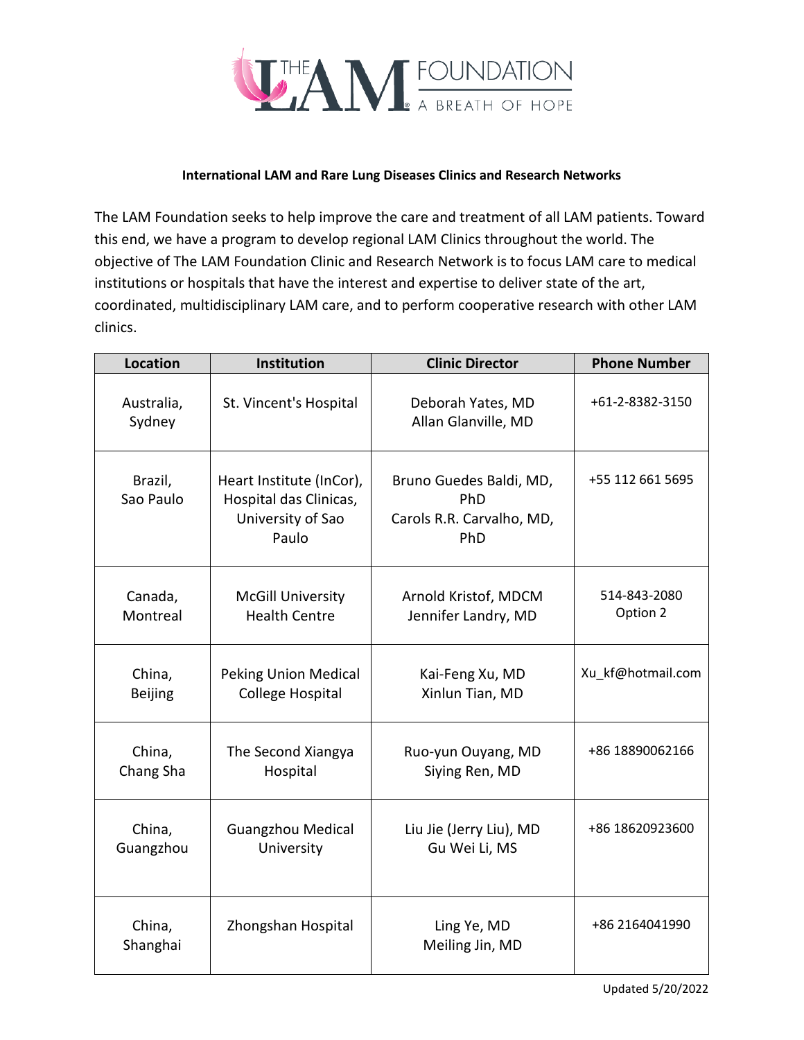THE LAM FOUNDATION
A BREATH OF HOPE

**International LAM and Rare Lung Diseases Clinics and Research Networks**

The LAM Foundation seeks to help improve the care and treatment of all LAM patients. Toward this end, we have a program to develop regional LAM Clinics throughout the world. The objective of The LAM Foundation Clinic and Research Network is to focus LAM care to medical institutions or hospitals that have the interest and expertise to deliver state of the art, coordinated, multidisciplinary LAM care, and to perform cooperative research with other LAM clinics.

| Location | Institution | Clinic Director | Phone Number |
|---|---|---|---|
| Australia, Sydney | St. Vincent's Hospital | Deborah Yates, MD<br>Allan Glanville, MD | +61-2-8382-3150 |
| Brazil, Sao Paulo | Heart Institute (InCor), Hospital das Clinicas, University of Sao Paulo | Bruno Guedes Baldi, MD, PhD<br>Carols R.R. Carvalho, MD, PhD | +55 112 661 5695 |
| Canada, Montreal | McGill University Health Centre | Arnold Kristof, MDCM<br>Jennifer Landry, MD | 514-843-2080 Option 2 |
| China, Beijing | Peking Union Medical College Hospital | Kai-Feng Xu, MD<br>Xinlun Tian, MD | Xu_kf@hotmail.com |
| China, Chang Sha | The Second Xiangya Hospital | Ruo-yun Ouyang, MD<br>Siying Ren, MD | +86 18890062166 |
| China, Guangzhou | Guangzhou Medical University | Liu Jie (Jerry Liu), MD<br>Gu Wei Li, MS | +86 18620923600 |
| China, Shanghai | Zhongshan Hospital | Ling Ye, MD<br>Meiling Jin, MD | +86 2164041990 |

Updated 5/20/2022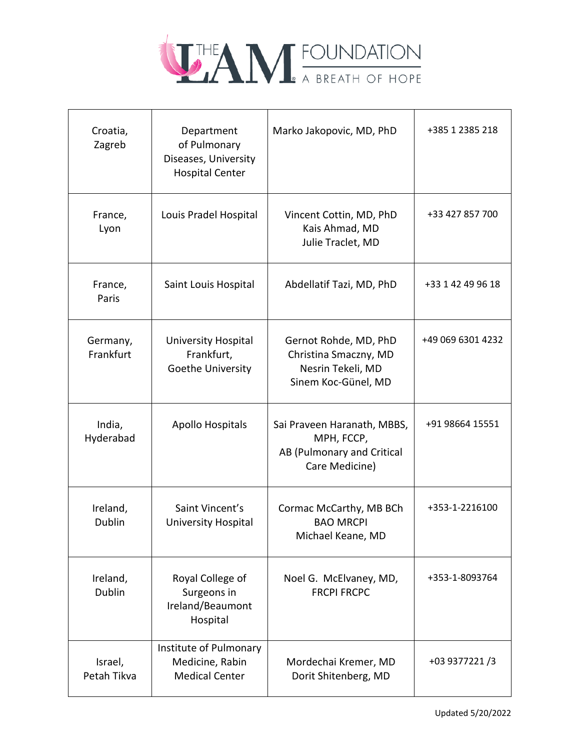| | | | |
|---|---|---|---|
| Croatia, Zagreb | Department of Pulmonary Diseases, University Hospital Center | Marko Jakopovic, MD, PhD | +385 1 2385 218 |
| France, Lyon | Louis Pradel Hospital | Vincent Cottin, MD, PhD<br>Kais Ahmad, MD<br>Julie Traclet, MD | +33 427 857 700 |
| France, Paris | Saint Louis Hospital | Abdellatif Tazi, MD, PhD | +33 1 42 49 96 18 |
| Germany, Frankfurt | University Hospital Frankfurt, Goethe University | Gernot Rohde, MD, PhD<br>Christina Smaczny, MD<br>Nesrin Tekeli, MD<br>Sinem Koc-Günel, MD | +49 069 6301 4232 |
| India, Hyderabad | Apollo Hospitals | Sai Praveen Haranath, MBBS, MPH, FCCP, AB (Pulmonary and Critical Care Medicine) | +91 98664 15551 |
| Ireland, Dublin | Saint Vincent's University Hospital | Cormac McCarthy, MB BCh BAO MRCPI<br>Michael Keane, MD | +353-1-2216100 |
| Ireland, Dublin | Royal College of Surgeons in Ireland/Beaumont Hospital | Noel G. McElvaney, MD, FRCPI FRCPC | +353-1-8093764 |
| Israel, Petah Tikva | Institute of Pulmonary Medicine, Rabin Medical Center | Mordechai Kremer, MD<br>Dorit Shitenberg, MD | +03 9377221 /3 |

Updated 5/20/2022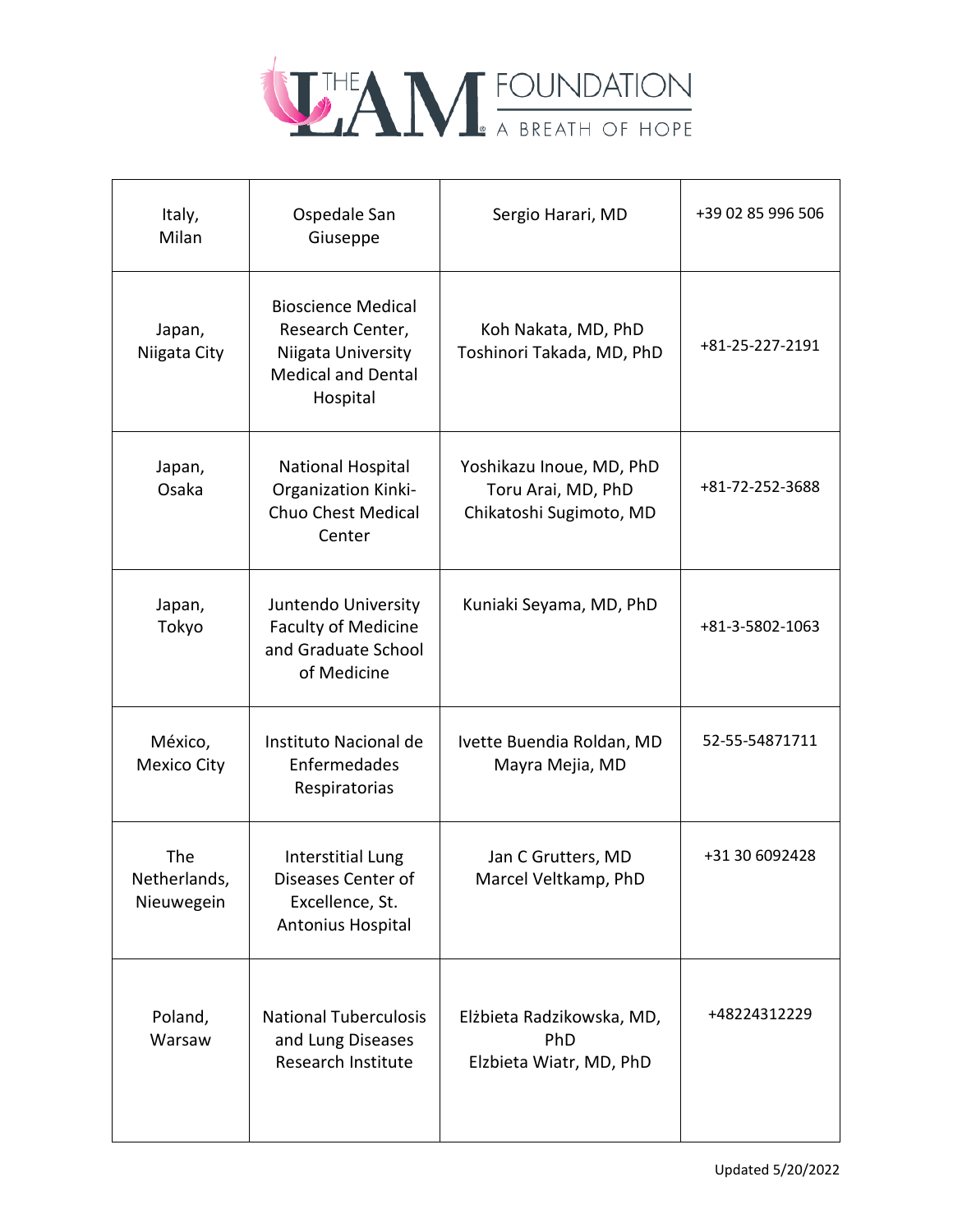| | | | |
|---|---|---|---|
| Italy, Milan | Ospedale San Giuseppe | Sergio Harari, MD | +39 02 85 996 506 |
| Japan, Niigata City | Bioscience Medical Research Center, Niigata University Medical and Dental Hospital | Koh Nakata, MD, PhD<br>Toshinori Takada, MD, PhD | +81-25-227-2191 |
| Japan, Osaka | National Hospital Organization Kinki-Chuo Chest Medical Center | Yoshikazu Inoue, MD, PhD<br>Toru Arai, MD, PhD<br>Chikatoshi Sugimoto, MD | +81-72-252-3688 |
| Japan, Tokyo | Juntendo University Faculty of Medicine and Graduate School of Medicine | Kuniaki Seyama, MD, PhD | +81-3-5802-1063 |
| México, Mexico City | Instituto Nacional de Enfermedades Respiratorias | Ivette Buendia Roldan, MD<br>Mayra Mejia, MD | 52-55-54871711 |
| The Netherlands, Nieuwegein | Interstitial Lung Diseases Center of Excellence, St. Antonius Hospital | Jan C Grutters, MD<br>Marcel Veltkamp, PhD | +31 30 6092428 |
| Poland, Warsaw | National Tuberculosis and Lung Diseases Research Institute | Elżbieta Radzikowska, MD, PhD<br>Elzbieta Wiatr, MD, PhD | +48224312229 |

Updated 5/20/2022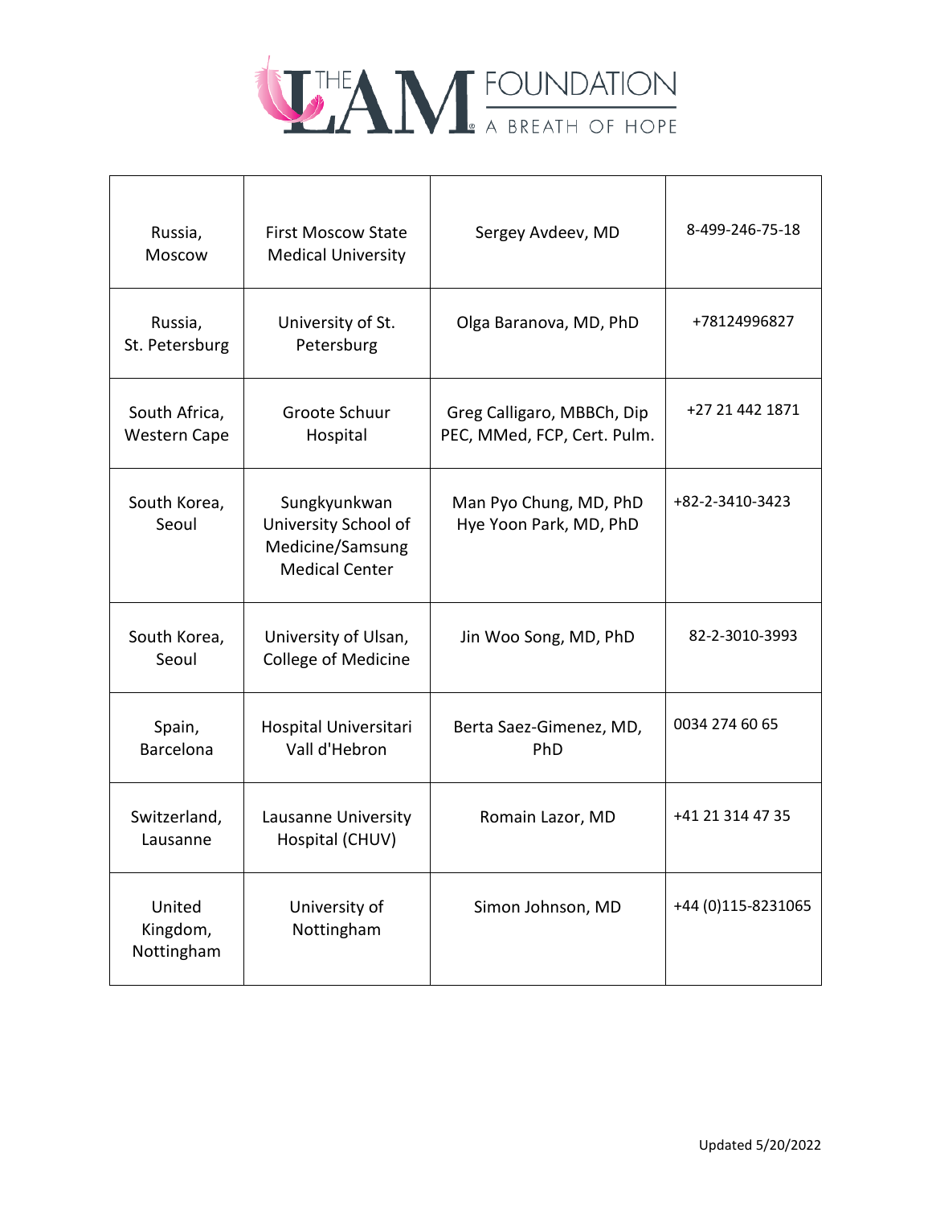| | | | |
|---|---|---|---|
| Russia, Moscow | First Moscow State Medical University | Sergey Avdeev, MD | 8-499-246-75-18 |
| Russia, St. Petersburg | University of St. Petersburg | Olga Baranova, MD, PhD | +78124996827 |
| South Africa, Western Cape | Groote Schuur Hospital | Greg Calligaro, MBBCh, Dip PEC, MMed, FCP, Cert. Pulm. | +27 21 442 1871 |
| South Korea, Seoul | Sungkyunkwan University School of Medicine/Samsung Medical Center | Man Pyo Chung, MD, PhD<br>Hye Yoon Park, MD, PhD | +82-2-3410-3423 |
| South Korea, Seoul | University of Ulsan, College of Medicine | Jin Woo Song, MD, PhD | 82-2-3010-3993 |
| Spain, Barcelona | Hospital Universitari Vall d'Hebron | Berta Saez-Gimenez, MD, PhD | 0034 274 60 65 |
| Switzerland, Lausanne | Lausanne University Hospital (CHUV) | Romain Lazor, MD | +41 21 314 47 35 |
| United Kingdom, Nottingham | University of Nottingham | Simon Johnson, MD | +44 (0)115-8231065 |

Updated 5/20/2022